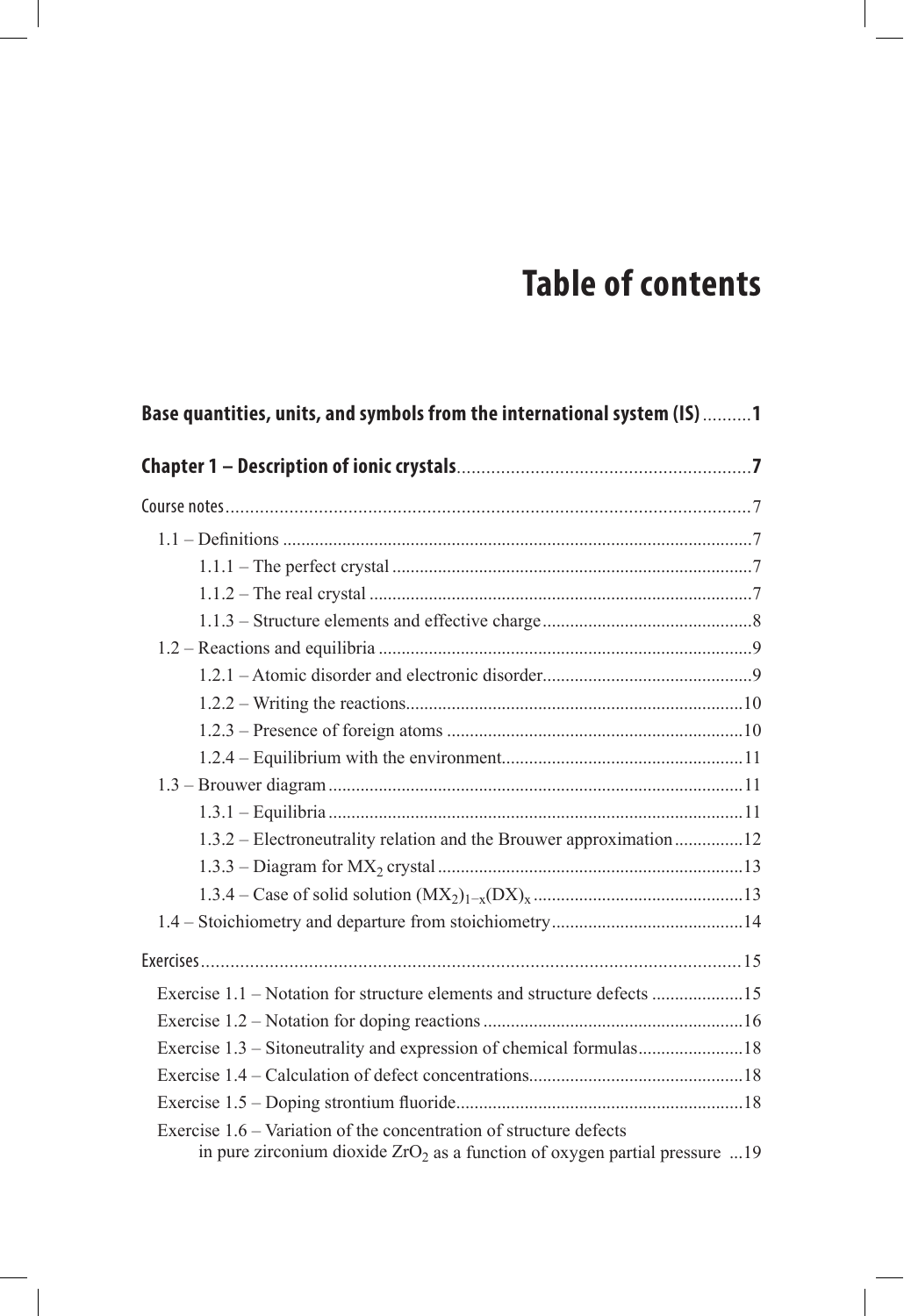# Table of contents

**Base quantities, units, and symbols from the international system (IS)** .......... **1**

**Chapter 1 – Description of ionic crystals** .......... **7**

Course notes .......... 7

- 1.1 – Definitions .......... 7
  - 1.1.1 – The perfect crystal .......... 7
  - 1.1.2 – The real crystal .......... 7
  - 1.1.3 – Structure elements and effective charge .......... 8
- 1.2 – Reactions and equilibria .......... 9
  - 1.2.1 – Atomic disorder and electronic disorder .......... 9
  - 1.2.2 – Writing the reactions .......... 10
  - 1.2.3 – Presence of foreign atoms .......... 10
  - 1.2.4 – Equilibrium with the environment .......... 11
- 1.3 – Brouwer diagram .......... 11
  - 1.3.1 – Equilibria .......... 11
  - 1.3.2 – Electroneutrality relation and the Brouwer approximation .......... 12
  - 1.3.3 – Diagram for $MX_2$ crystal .......... 13
  - 1.3.4 – Case of solid solution $(MX_2)_{1-x}(DX)_x$ .......... 13
- 1.4 – Stoichiometry and departure from stoichiometry .......... 14

Exercises .......... 15

- Exercise 1.1 – Notation for structure elements and structure defects .......... 15
- Exercise 1.2 – Notation for doping reactions .......... 16
- Exercise 1.3 – Sitoneutrality and expression of chemical formulas .......... 18
- Exercise 1.4 – Calculation of defect concentrations .......... 18
- Exercise 1.5 – Doping strontium fluoride .......... 18
- Exercise 1.6 – Variation of the concentration of structure defects in pure zirconium dioxide $ZrO_2$ as a function of oxygen partial pressure .......... 19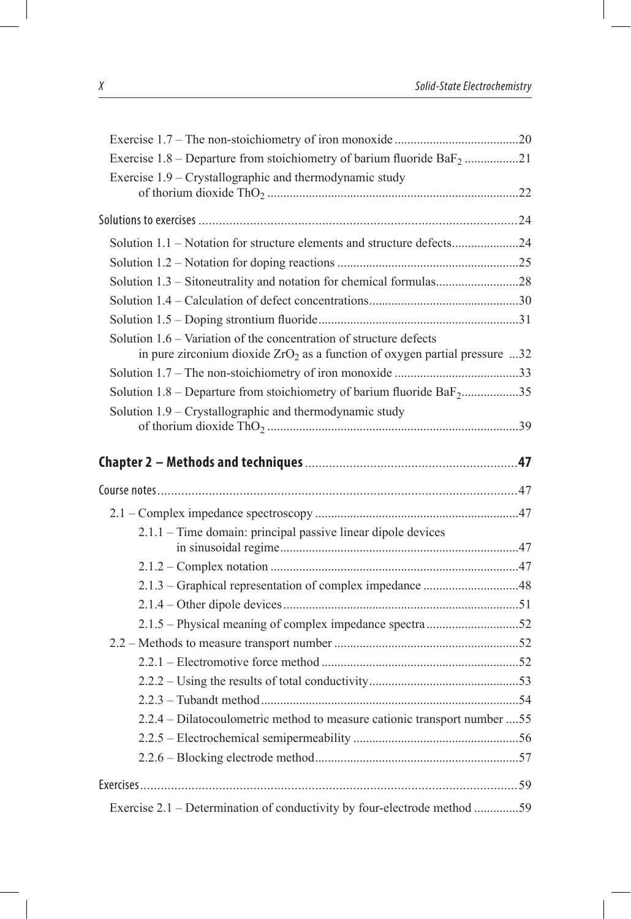Exercise 1.7 – The non-stoichiometry of iron monoxide ....................................... 20

Exercise 1.8 – Departure from stoichiometry of barium fluoride $BaF_2$ ................ 21

Exercise 1.9 – Crystallographic and thermodynamic study of thorium dioxide $ThO_2$ .............................................................................. 22

Solutions to exercises ............................................................................................ 24

Solution 1.1 – Notation for structure elements and structure defects..................... 24

Solution 1.2 – Notation for doping reactions ......................................................... 25

Solution 1.3 – Sitoneutrality and notation for chemical formulas.......................... 28

Solution 1.4 – Calculation of defect concentrations............................................... 30

Solution 1.5 – Doping strontium fluoride............................................................... 31

Solution 1.6 – Variation of the concentration of structure defects in pure zirconium dioxide $ZrO_2$ as a function of oxygen partial pressure ... 32

Solution 1.7 – The non-stoichiometry of iron monoxide ....................................... 33

Solution 1.8 – Departure from stoichiometry of barium fluoride $BaF_2$.................. 35

Solution 1.9 – Crystallographic and thermodynamic study of thorium dioxide $ThO_2$ .............................................................................. 39

**Chapter 2 – Methods and techniques** ........................................................... **47**

Course notes.......................................................................................................... 47

2.1 – Complex impedance spectroscopy ............................................................... 47

2.1.1 – Time domain: principal passive linear dipole devices in sinusoidal regime.......................................................................... 47

2.1.2 – Complex notation ............................................................................. 47

2.1.3 – Graphical representation of complex impedance ............................. 48

2.1.4 – Other dipole devices......................................................................... 51

2.1.5 – Physical meaning of complex impedance spectra............................ 52

2.2 – Methods to measure transport number ......................................................... 52

2.2.1 – Electromotive force method ............................................................. 52

2.2.2 – Using the results of total conductivity.............................................. 53

2.2.3 – Tubandt method................................................................................ 54

2.2.4 – Dilatocoulometric method to measure cationic transport number .... 55

2.2.5 – Electrochemical semipermeability ................................................... 56

2.2.6 – Blocking electrode method............................................................... 57

Exercises............................................................................................................... 59

Exercise 2.1 – Determination of conductivity by four-electrode method ............. 59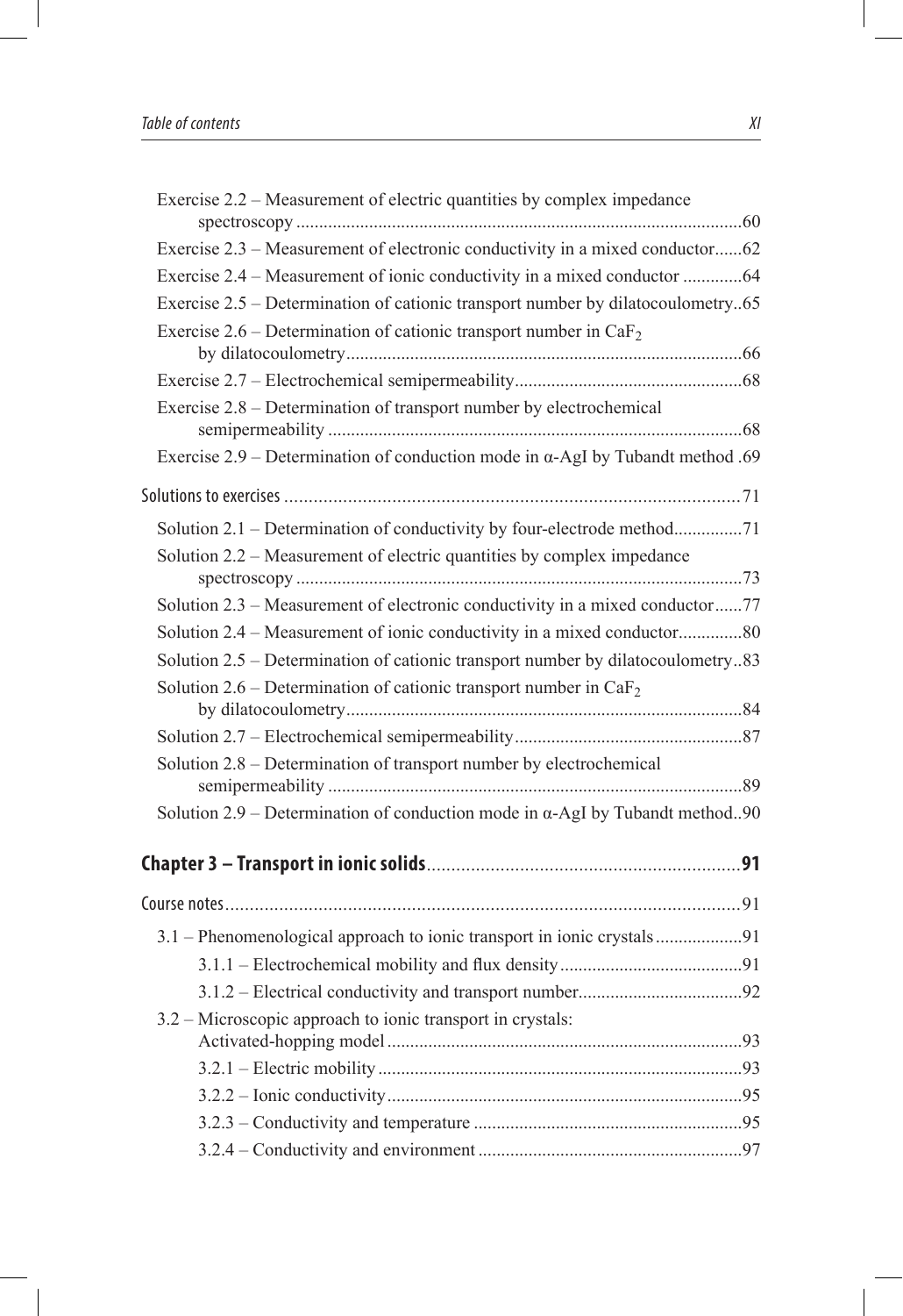Exercise 2.2 – Measurement of electric quantities by complex impedance spectroscopy ....................................................................................................60

Exercise 2.3 – Measurement of electronic conductivity in a mixed conductor......62

Exercise 2.4 – Measurement of ionic conductivity in a mixed conductor .............64

Exercise 2.5 – Determination of cationic transport number by dilatocoulometry..65

Exercise 2.6 – Determination of cationic transport number in $CaF_2$ by dilatocoulometry......................................................................................66

Exercise 2.7 – Electrochemical semipermeability.................................................68

Exercise 2.8 – Determination of transport number by electrochemical semipermeability ..........................................................................................68

Exercise 2.9 – Determination of conduction mode in α-AgI by Tubandt method .69

Solutions to exercises .............................................................................................71

Solution 2.1 – Determination of conductivity by four-electrode method...............71

Solution 2.2 – Measurement of electric quantities by complex impedance spectroscopy .................................................................................................73

Solution 2.3 – Measurement of electronic conductivity in a mixed conductor......77

Solution 2.4 – Measurement of ionic conductivity in a mixed conductor..............80

Solution 2.5 – Determination of cationic transport number by dilatocoulometry..83

Solution 2.6 – Determination of cationic transport number in $CaF_2$ by dilatocoulometry......................................................................................84

Solution 2.7 – Electrochemical semipermeability..................................................87

Solution 2.8 – Determination of transport number by electrochemical semipermeability ..........................................................................................89

Solution 2.9 – Determination of conduction mode in α-AgI by Tubandt method..90

**Chapter 3 – Transport in ionic solids................................................................91**

Course notes..........................................................................................................91

3.1 – Phenomenological approach to ionic transport in ionic crystals...................91

3.1.1 – Electrochemical mobility and flux density.......................................91

3.1.2 – Electrical conductivity and transport number...................................92

3.2 – Microscopic approach to ionic transport in crystals: Activated-hopping model.............................................................................93

3.2.1 – Electric mobility................................................................................93

3.2.2 – Ionic conductivity.............................................................................95

3.2.3 – Conductivity and temperature ..........................................................95

3.2.4 – Conductivity and environment .........................................................97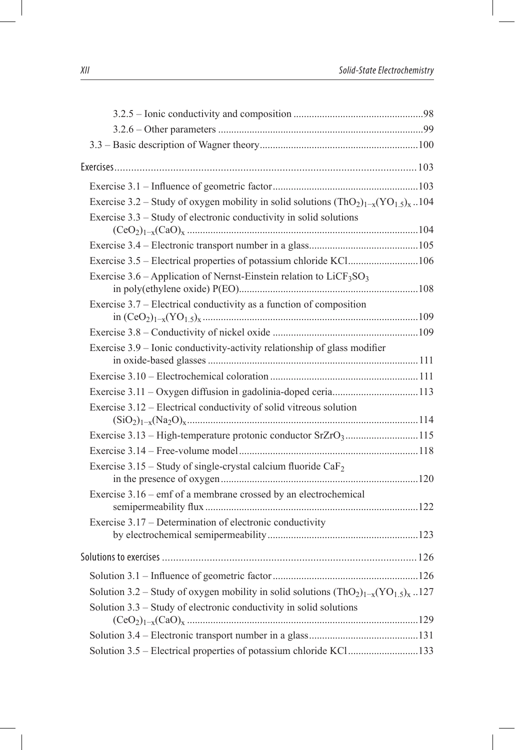3.2.5 – Ionic conductivity and composition ..................................................98

3.2.6 – Other parameters ..............................................................................99

3.3 – Basic description of Wagner theory.............................................................100

Exercises.............................................................................................................103

Exercise 3.1 – Influence of geometric factor........................................................103

Exercise 3.2 – Study of oxygen mobility in solid solutions $(ThO_2)_{1-x}(YO_{1.5})_x$ ..104

Exercise 3.3 – Study of electronic conductivity in solid solutions $(CeO_2)_{1-x}(CaO)_x$ ........................................................................................104

Exercise 3.4 – Electronic transport number in a glass..........................................105

Exercise 3.5 – Electrical properties of potassium chloride KCl............................106

Exercise 3.6 – Application of Nernst-Einstein relation to $LiCF_3SO_3$ in poly(ethylene oxide) P(EO).....................................................................108

Exercise 3.7 – Electrical conductivity as a function of composition in $(CeO_2)_{1-x}(YO_{1.5})_x$ ...................................................................................109

Exercise 3.8 – Conductivity of nickel oxide ........................................................109

Exercise 3.9 – Ionic conductivity-activity relationship of glass modifier in oxide-based glasses .................................................................................111

Exercise 3.10 – Electrochemical coloration .........................................................111

Exercise 3.11 – Oxygen diffusion in gadolinia-doped ceria.................................113

Exercise 3.12 – Electrical conductivity of solid vitreous solution $(SiO_2)_{1-x}(Na_2O)_x$........................................................................................114

Exercise 3.13 – High-temperature protonic conductor $SrZrO_3$............................115

Exercise 3.14 – Free-volume model.....................................................................118

Exercise 3.15 – Study of single-crystal calcium fluoride $CaF_2$ in the presence of oxygen............................................................................120

Exercise 3.16 – emf of a membrane crossed by an electrochemical semipermeability flux .................................................................................122

Exercise 3.17 – Determination of electronic conductivity by electrochemical semipermeability..........................................................123

Solutions to exercises ............................................................................................126

Solution 3.1 – Influence of geometric factor........................................................126

Solution 3.2 – Study of oxygen mobility in solid solutions $(ThO_2)_{1-x}(YO_{1.5})_x$ ..127

Solution 3.3 – Study of electronic conductivity in solid solutions $(CeO_2)_{1-x}(CaO)_x$ ........................................................................................129

Solution 3.4 – Electronic transport number in a glass..........................................131

Solution 3.5 – Electrical properties of potassium chloride KCl............................133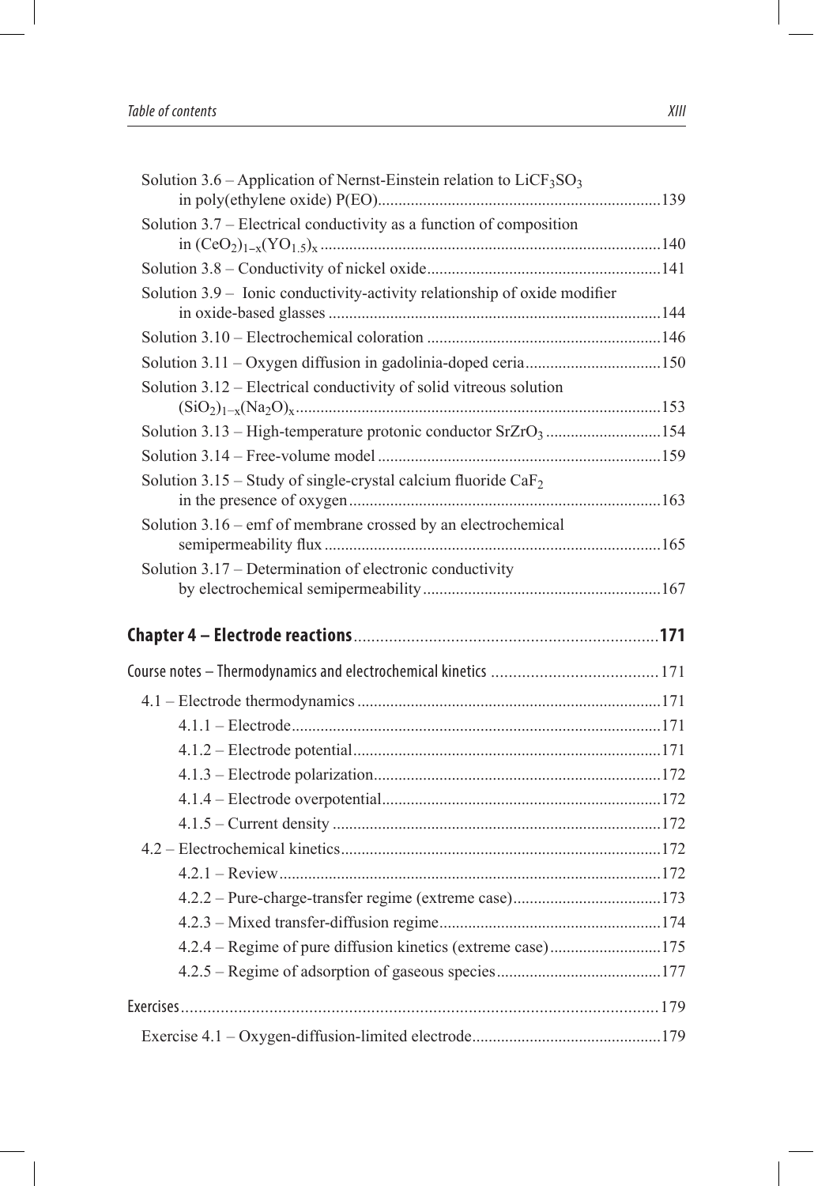Solution 3.6 – Application of Nernst-Einstein relation to $LiCF_3SO_3$ in poly(ethylene oxide) P(EO) ....... 139

Solution 3.7 – Electrical conductivity as a function of composition in $(CeO_2)_{1-x}(YO_{1.5})_x$ ....... 140

Solution 3.8 – Conductivity of nickel oxide ....... 141

Solution 3.9 – Ionic conductivity-activity relationship of oxide modifier in oxide-based glasses ....... 144

Solution 3.10 – Electrochemical coloration ....... 146

Solution 3.11 – Oxygen diffusion in gadolinia-doped ceria ....... 150

Solution 3.12 – Electrical conductivity of solid vitreous solution $(SiO_2)_{1-x}(Na_2O)_x$ ....... 153

Solution 3.13 – High-temperature protonic conductor $SrZrO_3$ ....... 154

Solution 3.14 – Free-volume model ....... 159

Solution 3.15 – Study of single-crystal calcium fluoride $CaF_2$ in the presence of oxygen ....... 163

Solution 3.16 – emf of membrane crossed by an electrochemical semipermeability flux ....... 165

Solution 3.17 – Determination of electronic conductivity by electrochemical semipermeability ....... 167

**Chapter 4 – Electrode reactions ....... 171**

Course notes – Thermodynamics and electrochemical kinetics ....... 171

4.1 – Electrode thermodynamics ....... 171

- 4.1.1 – Electrode ....... 171
- 4.1.2 – Electrode potential ....... 171
- 4.1.3 – Electrode polarization ....... 172
- 4.1.4 – Electrode overpotential ....... 172
- 4.1.5 – Current density ....... 172

4.2 – Electrochemical kinetics ....... 172

- 4.2.1 – Review ....... 172
- 4.2.2 – Pure-charge-transfer regime (extreme case) ....... 173
- 4.2.3 – Mixed transfer-diffusion regime ....... 174
- 4.2.4 – Regime of pure diffusion kinetics (extreme case) ....... 175
- 4.2.5 – Regime of adsorption of gaseous species ....... 177

Exercises ....... 179

Exercise 4.1 – Oxygen-diffusion-limited electrode ....... 179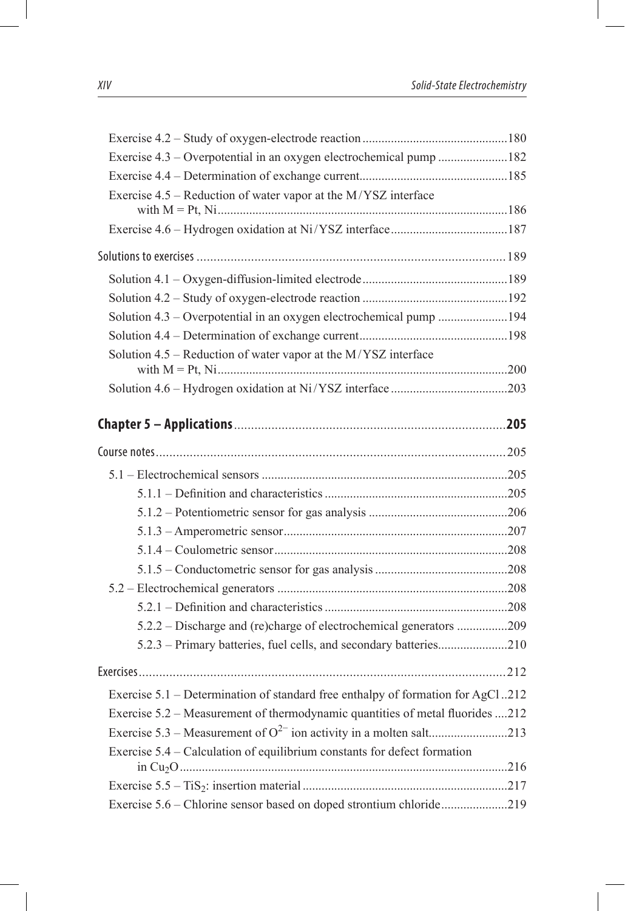Exercise 4.2 – Study of oxygen-electrode reaction .............................................180

Exercise 4.3 – Overpotential in an oxygen electrochemical pump ......................182

Exercise 4.4 – Determination of exchange current...............................................185

Exercise 4.5 – Reduction of water vapor at the M/YSZ interface with M = Pt, Ni...........................................................................................186

Exercise 4.6 – Hydrogen oxidation at Ni/YSZ interface.....................................187

Solutions to exercises ............................................................................................189

Solution 4.1 – Oxygen-diffusion-limited electrode.............................................189

Solution 4.2 – Study of oxygen-electrode reaction .............................................192

Solution 4.3 – Overpotential in an oxygen electrochemical pump ......................194

Solution 4.4 – Determination of exchange current...............................................198

Solution 4.5 – Reduction of water vapor at the M/YSZ interface with M = Pt, Ni...........................................................................................200

Solution 4.6 – Hydrogen oxidation at Ni/YSZ interface.....................................203

**Chapter 5 – Applications**...............................................................................**205**

Course notes.......................................................................................................205

5.1 – Electrochemical sensors .............................................................................205

5.1.1 – Definition and characteristics ..........................................................205

5.1.2 – Potentiometric sensor for gas analysis ............................................206

5.1.3 – Amperometric sensor.......................................................................207

5.1.4 – Coulometric sensor..........................................................................208

5.1.5 – Conductometric sensor for gas analysis ..........................................208

5.2 – Electrochemical generators .........................................................................208

5.2.1 – Definition and characteristics ..........................................................208

5.2.2 – Discharge and (re)charge of electrochemical generators ................209

5.2.3 – Primary batteries, fuel cells, and secondary batteries......................210

Exercises.............................................................................................................212

Exercise 5.1 – Determination of standard free enthalpy of formation for AgCl ..212

Exercise 5.2 – Measurement of thermodynamic quantities of metal fluorides ....212

Exercise 5.3 – Measurement of $O^{2-}$ ion activity in a molten salt.........................213

Exercise 5.4 – Calculation of equilibrium constants for defect formation in $Cu_2O$......................................................................................................216

Exercise 5.5 – $TiS_2$: insertion material .................................................................217

Exercise 5.6 – Chlorine sensor based on doped strontium chloride.....................219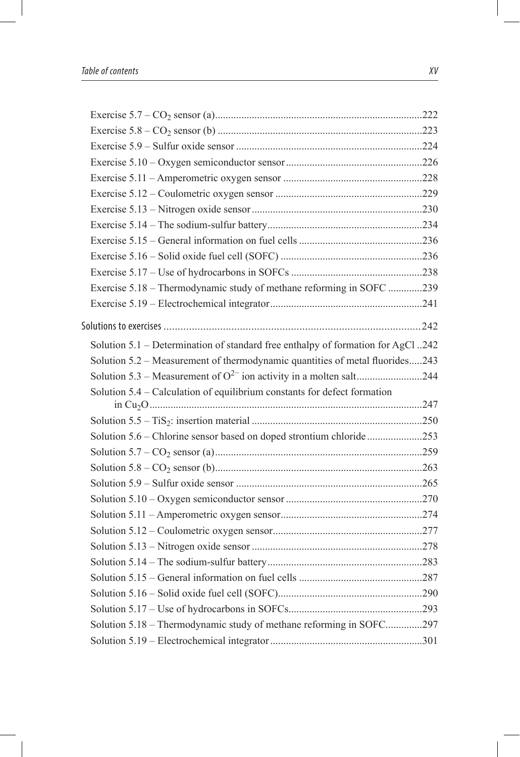Exercise 5.7 – $CO_2$ sensor (a) .......... 222

Exercise 5.8 – $CO_2$ sensor (b) .......... 223

Exercise 5.9 – Sulfur oxide sensor .......... 224

Exercise 5.10 – Oxygen semiconductor sensor .......... 226

Exercise 5.11 – Amperometric oxygen sensor .......... 228

Exercise 5.12 – Coulometric oxygen sensor .......... 229

Exercise 5.13 – Nitrogen oxide sensor .......... 230

Exercise 5.14 – The sodium-sulfur battery .......... 234

Exercise 5.15 – General information on fuel cells .......... 236

Exercise 5.16 – Solid oxide fuel cell (SOFC) .......... 236

Exercise 5.17 – Use of hydrocarbons in SOFCs .......... 238

Exercise 5.18 – Thermodynamic study of methane reforming in SOFC .......... 239

Exercise 5.19 – Electrochemical integrator .......... 241

Solutions to exercises .......... 242

Solution 5.1 – Determination of standard free enthalpy of formation for AgCl .. 242

Solution 5.2 – Measurement of thermodynamic quantities of metal fluorides..... 243

Solution 5.3 – Measurement of $O^{2-}$ ion activity in a molten salt .......... 244

Solution 5.4 – Calculation of equilibrium constants for defect formation in $Cu_2O$ .......... 247

Solution 5.5 – $TiS_2$: insertion material .......... 250

Solution 5.6 – Chlorine sensor based on doped strontium chloride .......... 253

Solution 5.7 – $CO_2$ sensor (a) .......... 259

Solution 5.8 – $CO_2$ sensor (b) .......... 263

Solution 5.9 – Sulfur oxide sensor .......... 265

Solution 5.10 – Oxygen semiconductor sensor .......... 270

Solution 5.11 – Amperometric oxygen sensor .......... 274

Solution 5.12 – Coulometric oxygen sensor .......... 277

Solution 5.13 – Nitrogen oxide sensor .......... 278

Solution 5.14 – The sodium-sulfur battery .......... 283

Solution 5.15 – General information on fuel cells .......... 287

Solution 5.16 – Solid oxide fuel cell (SOFC) .......... 290

Solution 5.17 – Use of hydrocarbons in SOFCs .......... 293

Solution 5.18 – Thermodynamic study of methane reforming in SOFC .......... 297

Solution 5.19 – Electrochemical integrator .......... 301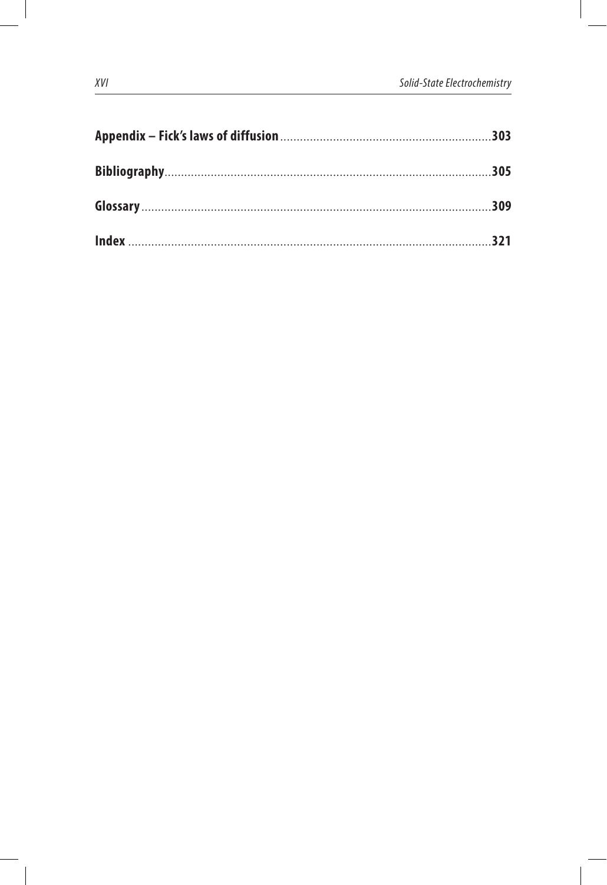**Appendix – Fick's laws of diffusion** ............................................................... 303

**Bibliography** ................................................................................................. 305

**Glossary** ........................................................................................................ 309

**Index** ............................................................................................................. 321